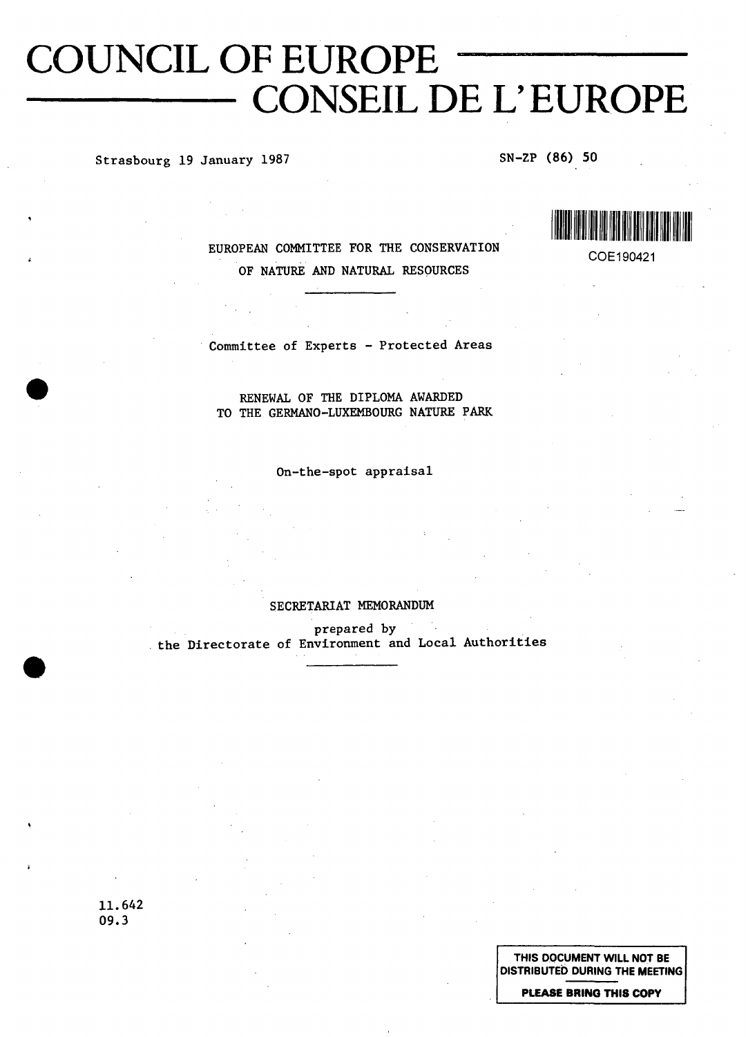# COUNCIL OF EUROPE
# CONSEIL DE L'EUROPE

Strasbourg 19 January 1987

SN-ZP (86) 50

COE190421

EUROPEAN COMMITTEE FOR THE CONSERVATION OF NATURE AND NATURAL RESOURCES

Committee of Experts - Protected Areas

RENEWAL OF THE DIPLOMA AWARDED TO THE GERMANO-LUXEMBOURG NATURE PARK

On-the-spot appraisal

SECRETARIAT MEMORANDUM

prepared by
the Directorate of Environment and Local Authorities

11.642
09.3

THIS DOCUMENT WILL NOT BE DISTRIBUTED DURING THE MEETING

**PLEASE BRING THIS COPY**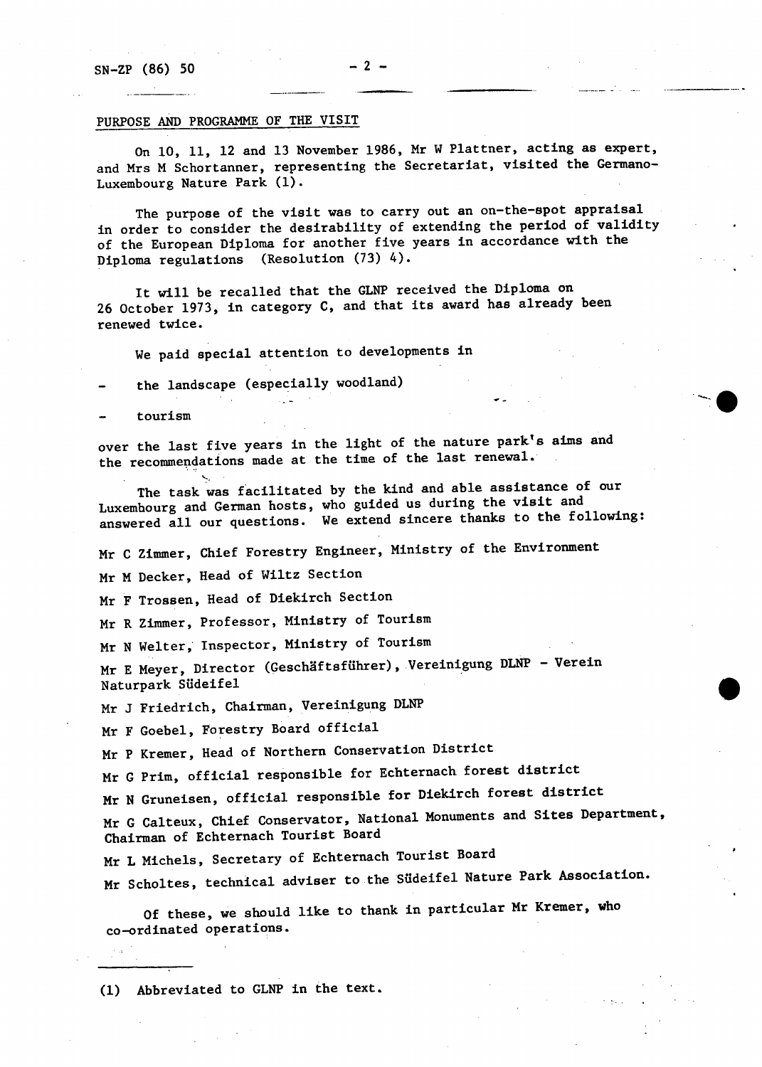## PURPOSE AND PROGRAMME OF THE VISIT

On 10, 11, 12 and 13 November 1986, Mr W Plattner, acting as expert, and Mrs M Schortanner, representing the Secretariat, visited the Germano-Luxembourg Nature Park (1).

The purpose of the visit was to carry out an on-the-spot appraisal in order to consider the desirability of extending the period of validity of the European Diploma for another five years in accordance with the Diploma regulations (Resolution (73) 4).

It will be recalled that the GLNP received the Diploma on 26 October 1973, in category C, and that its award has already been renewed twice.

We paid special attention to developments in

- the landscape (especially woodland)
- tourism

over the last five years in the light of the nature park's aims and the recommendations made at the time of the last renewal.

The task was facilitated by the kind and able assistance of our Luxembourg and German hosts, who guided us during the visit and answered all our questions. We extend sincere thanks to the following:

Mr C Zimmer, Chief Forestry Engineer, Ministry of the Environment

Mr M Decker, Head of Wiltz Section

Mr F Trossen, Head of Diekirch Section

Mr R Zimmer, Professor, Ministry of Tourism

Mr N Welter, Inspector, Ministry of Tourism

Mr E Meyer, Director (Geschäftsführer), Vereinigung DLNP - Verein Naturpark Südeifel

Mr J Friedrich, Chairman, Vereinigung DLNP

Mr F Goebel, Forestry Board official

Mr P Kremer, Head of Northern Conservation District

Mr G Prim, official responsible for Echternach forest district

Mr N Gruneisen, official responsible for Diekirch forest district

Mr G Calteux, Chief Conservator, National Monuments and Sites Department, Chairman of Echternach Tourist Board

Mr L Michels, Secretary of Echternach Tourist Board

Mr Scholtes, technical adviser to the Südeifel Nature Park Association.

Of these, we should like to thank in particular Mr Kremer, who co-ordinated operations.

---

(1) Abbreviated to GLNP in the text.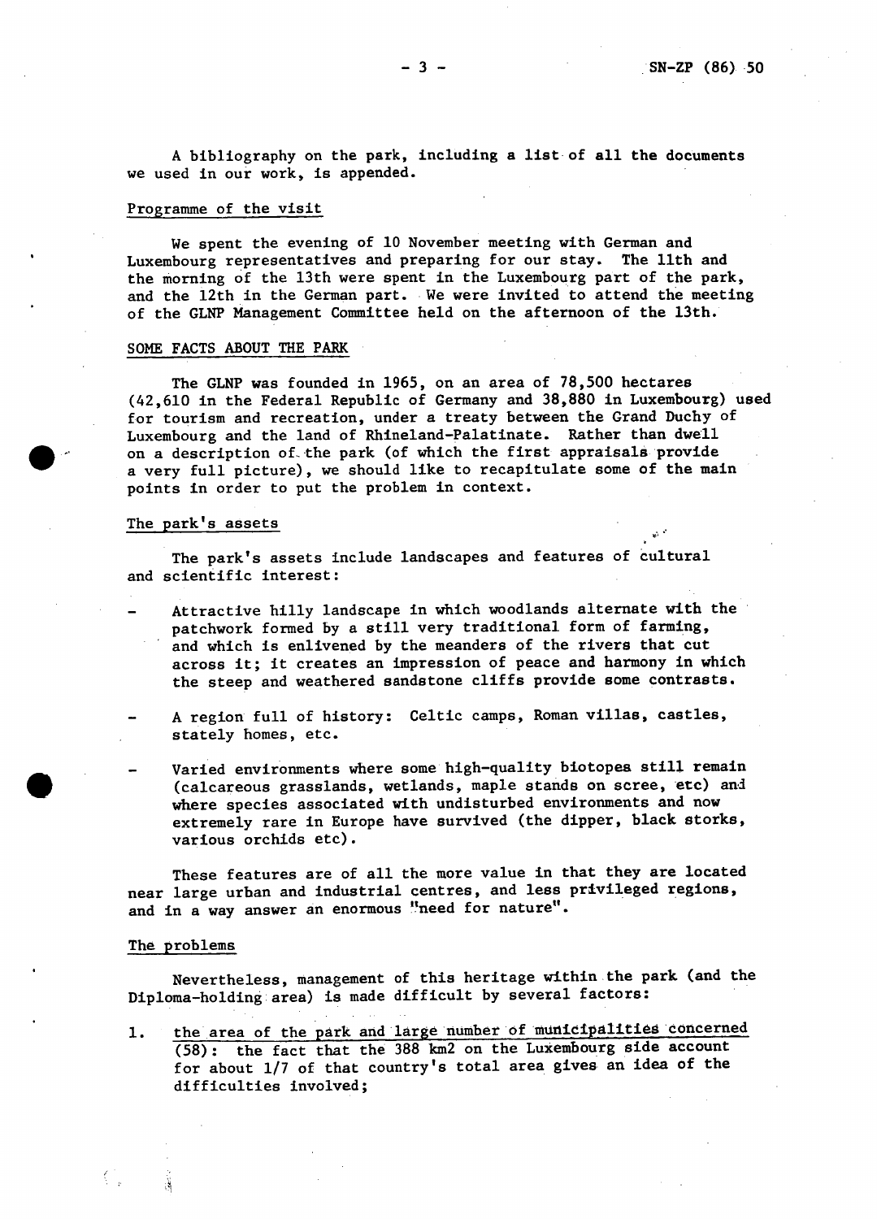A bibliography on the park, including a list of all the documents we used in our work, is appended.

## Programme of the visit

We spent the evening of 10 November meeting with German and Luxembourg representatives and preparing for our stay. The 11th and the morning of the 13th were spent in the Luxembourg part of the park, and the 12th in the German part. We were invited to attend the meeting of the GLNP Management Committee held on the afternoon of the 13th.

## SOME FACTS ABOUT THE PARK

The GLNP was founded in 1965, on an area of 78,500 hectares (42,610 in the Federal Republic of Germany and 38,880 in Luxembourg) used for tourism and recreation, under a treaty between the Grand Duchy of Luxembourg and the land of Rhineland-Palatinate. Rather than dwell on a description of the park (of which the first appraisals provide a very full picture), we should like to recapitulate some of the main points in order to put the problem in context.

### The park's assets

The park's assets include landscapes and features of cultural and scientific interest:

- Attractive hilly landscape in which woodlands alternate with the patchwork formed by a still very traditional form of farming, and which is enlivened by the meanders of the rivers that cut across it; it creates an impression of peace and harmony in which the steep and weathered sandstone cliffs provide some contrasts.
- A region full of history: Celtic camps, Roman villas, castles, stately homes, etc.
- Varied environments where some high-quality biotopes still remain (calcareous grasslands, wetlands, maple stands on scree, etc) and where species associated with undisturbed environments and now extremely rare in Europe have survived (the dipper, black storks, various orchids etc).

These features are of all the more value in that they are located near large urban and industrial centres, and less privileged regions, and in a way answer an enormous "need for nature".

### The problems

Nevertheless, management of this heritage within the park (and the Diploma-holding area) is made difficult by several factors:

1. the area of the park and large number of municipalities concerned (58): the fact that the 388 km2 on the Luxembourg side account for about 1/7 of that country's total area gives an idea of the difficulties involved;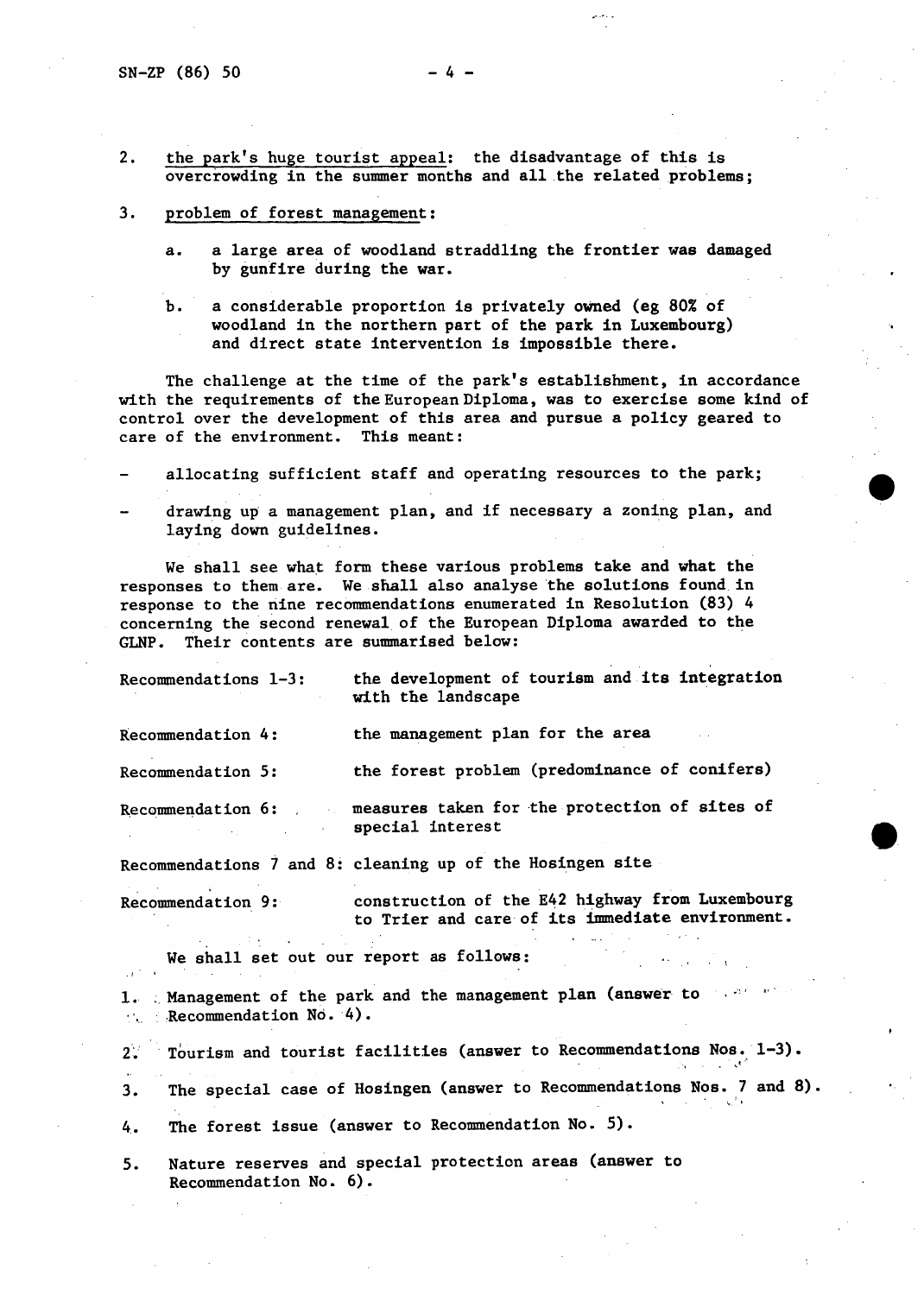2. <u>the park's huge tourist appeal</u>: the disadvantage of this is overcrowding in the summer months and all the related problems;

3. <u>problem of forest management</u>:

   a. a large area of woodland straddling the frontier was damaged by gunfire during the war.

   b. a considerable proportion is privately owned (eg 80% of woodland in the northern part of the park in Luxembourg) and direct state intervention is impossible there.

The challenge at the time of the park's establishment, in accordance with the requirements of the European Diploma, was to exercise some kind of control over the development of this area and pursue a policy geared to care of the environment. This meant:

- allocating sufficient staff and operating resources to the park;
- drawing up a management plan, and if necessary a zoning plan, and laying down guidelines.

We shall see what form these various problems take and what the responses to them are. We shall also analyse the solutions found in response to the nine recommendations enumerated in Resolution (83) 4 concerning the second renewal of the European Diploma awarded to the GLNP. Their contents are summarised below:

| | |
|---|---|
| Recommendations 1-3: | the development of tourism and its integration with the landscape |
| Recommendation 4: | the management plan for the area |
| Recommendation 5: | the forest problem (predominance of conifers) |
| Recommendation 6: | measures taken for the protection of sites of special interest |
| Recommendations 7 and 8: | cleaning up of the Hosingen site |
| Recommendation 9: | construction of the E42 highway from Luxembourg to Trier and care of its immediate environment. |

We shall set out our report as follows:

1. Management of the park and the management plan (answer to Recommendation No. 4).
2. Tourism and tourist facilities (answer to Recommendations Nos. 1-3).
3. The special case of Hosingen (answer to Recommendations Nos. 7 and 8).
4. The forest issue (answer to Recommendation No. 5).
5. Nature reserves and special protection areas (answer to Recommendation No. 6).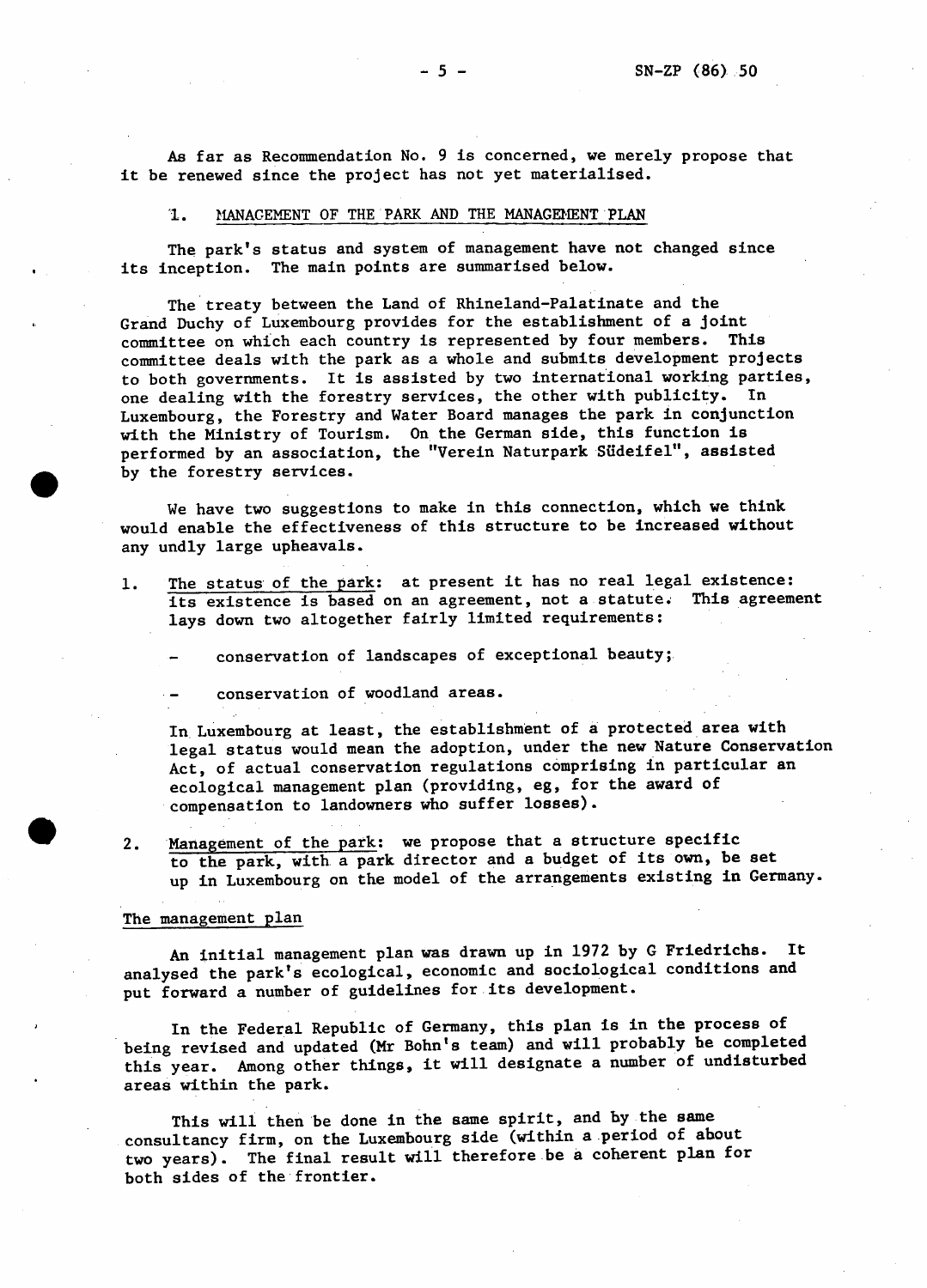As far as Recommendation No. 9 is concerned, we merely propose that it be renewed since the project has not yet materialised.

## 1. MANAGEMENT OF THE PARK AND THE MANAGEMENT PLAN

The park's status and system of management have not changed since its inception. The main points are summarised below.

The treaty between the Land of Rhineland-Palatinate and the Grand Duchy of Luxembourg provides for the establishment of a joint committee on which each country is represented by four members. This committee deals with the park as a whole and submits development projects to both governments. It is assisted by two international working parties, one dealing with the forestry services, the other with publicity. In Luxembourg, the Forestry and Water Board manages the park in conjunction with the Ministry of Tourism. On the German side, this function is performed by an association, the "Verein Naturpark Südeifel", assisted by the forestry services.

We have two suggestions to make in this connection, which we think would enable the effectiveness of this structure to be increased without any undly large upheavals.

1. The status of the park: at present it has no real legal existence: its existence is based on an agreement, not a statute. This agreement lays down two altogether fairly limited requirements:

   - conservation of landscapes of exceptional beauty;
   - conservation of woodland areas.

   In Luxembourg at least, the establishment of a protected area with legal status would mean the adoption, under the new Nature Conservation Act, of actual conservation regulations comprising in particular an ecological management plan (providing, eg, for the award of compensation to landowners who suffer losses).

2. Management of the park: we propose that a structure specific to the park, with a park director and a budget of its own, be set up in Luxembourg on the model of the arrangements existing in Germany.

### The management plan

An initial management plan was drawn up in 1972 by G Friedrichs. It analysed the park's ecological, economic and sociological conditions and put forward a number of guidelines for its development.

In the Federal Republic of Germany, this plan is in the process of being revised and updated (Mr Bohn's team) and will probably be completed this year. Among other things, it will designate a number of undisturbed areas within the park.

This will then be done in the same spirit, and by the same consultancy firm, on the Luxembourg side (within a period of about two years). The final result will therefore be a coherent plan for both sides of the frontier.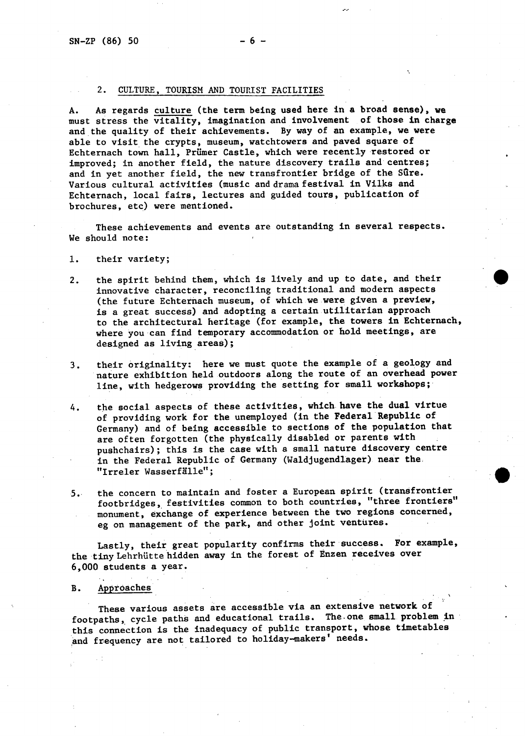## 2. CULTURE, TOURISM AND TOURIST FACILITIES

A. As regards culture (the term being used here in a broad sense), we must stress the vitality, imagination and involvement of those in charge and the quality of their achievements. By way of an example, we were able to visit the crypts, museum, watchtowers and paved square of Echternach town hall, Prümer Castle, which were recently restored or improved; in another field, the nature discovery trails and centres; and in yet another field, the new transfrontier bridge of the Sûre. Various cultural activities (music and drama festival in Vilks and Echternach, local fairs, lectures and guided tours, publication of brochures, etc) were mentioned.

These achievements and events are outstanding in several respects. We should note:

1. their variety;

2. the spirit behind them, which is lively and up to date, and their innovative character, reconciling traditional and modern aspects (the future Echternach museum, of which we were given a preview, is a great success) and adopting a certain utilitarian approach to the architectural heritage (for example, the towers in Echternach, where you can find temporary accommodation or hold meetings, are designed as living areas);

3. their originality: here we must quote the example of a geology and nature exhibition held outdoors along the route of an overhead power line, with hedgerows providing the setting for small workshops;

4. the social aspects of these activities, which have the dual virtue of providing work for the unemployed (in the Federal Republic of Germany) and of being accessible to sections of the population that are often forgotten (the physically disabled or parents with pushchairs); this is the case with a small nature discovery centre in the Federal Republic of Germany (Waldjugendlager) near the "Irreler Wasserfälle";

5. the concern to maintain and foster a European spirit (transfrontier footbridges, festivities common to both countries, "three frontiers" monument, exchange of experience between the two regions concerned, eg on management of the park, and other joint ventures.

Lastly, their great popularity confirms their success. For example, the tiny Lehrhütte hidden away in the forest of Enzen receives over 6,000 students a year.

B. Approaches

These various assets are accessible via an extensive network of footpaths, cycle paths and educational trails. The one small problem in this connection is the inadequacy of public transport, whose timetables and frequency are not tailored to holiday-makers' needs.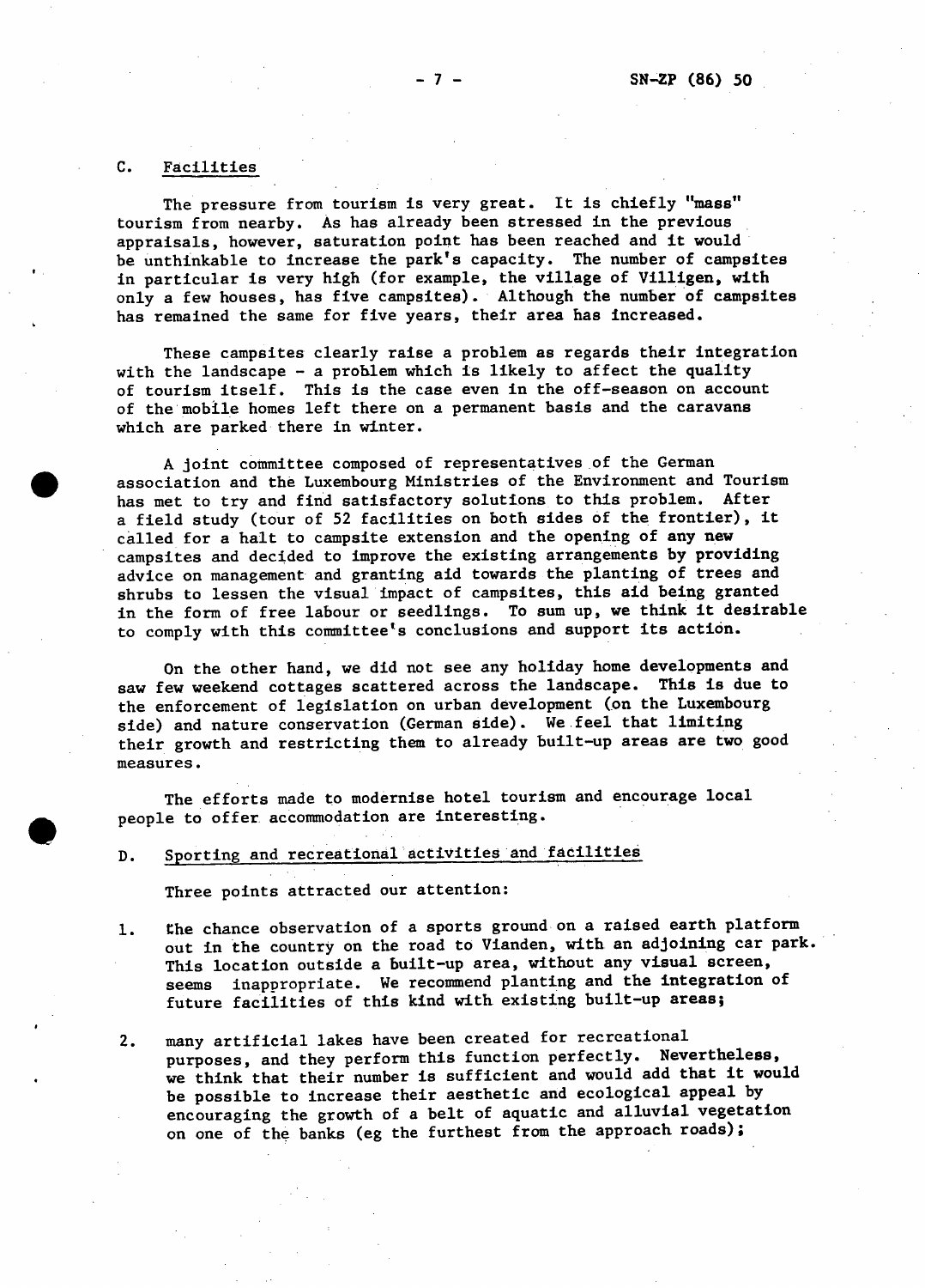## C. Facilities

The pressure from tourism is very great. It is chiefly "mass" tourism from nearby. As has already been stressed in the previous appraisals, however, saturation point has been reached and it would be unthinkable to increase the park's capacity. The number of campsites in particular is very high (for example, the village of Villigen, with only a few houses, has five campsites). Although the number of campsites has remained the same for five years, their area has increased.

These campsites clearly raise a problem as regards their integration with the landscape - a problem which is likely to affect the quality of tourism itself. This is the case even in the off-season on account of the mobile homes left there on a permanent basis and the caravans which are parked there in winter.

A joint committee composed of representatives of the German association and the Luxembourg Ministries of the Environment and Tourism has met to try and find satisfactory solutions to this problem. After a field study (tour of 52 facilities on both sides of the frontier), it called for a halt to campsite extension and the opening of any new campsites and decided to improve the existing arrangements by providing advice on management and granting aid towards the planting of trees and shrubs to lessen the visual impact of campsites, this aid being granted in the form of free labour or seedlings. To sum up, we think it desirable to comply with this committee's conclusions and support its action.

On the other hand, we did not see any holiday home developments and saw few weekend cottages scattered across the landscape. This is due to the enforcement of legislation on urban development (on the Luxembourg side) and nature conservation (German side). We feel that limiting their growth and restricting them to already built-up areas are two good measures.

The efforts made to modernise hotel tourism and encourage local people to offer accommodation are interesting.

## D. Sporting and recreational activities and facilities

Three points attracted our attention:

1. the chance observation of a sports ground on a raised earth platform out in the country on the road to Vianden, with an adjoining car park. This location outside a built-up area, without any visual screen, seems inappropriate. We recommend planting and the integration of future facilities of this kind with existing built-up areas;

2. many artificial lakes have been created for recreational purposes, and they perform this function perfectly. Nevertheless, we think that their number is sufficient and would add that it would be possible to increase their aesthetic and ecological appeal by encouraging the growth of a belt of aquatic and alluvial vegetation on one of the banks (eg the furthest from the approach roads);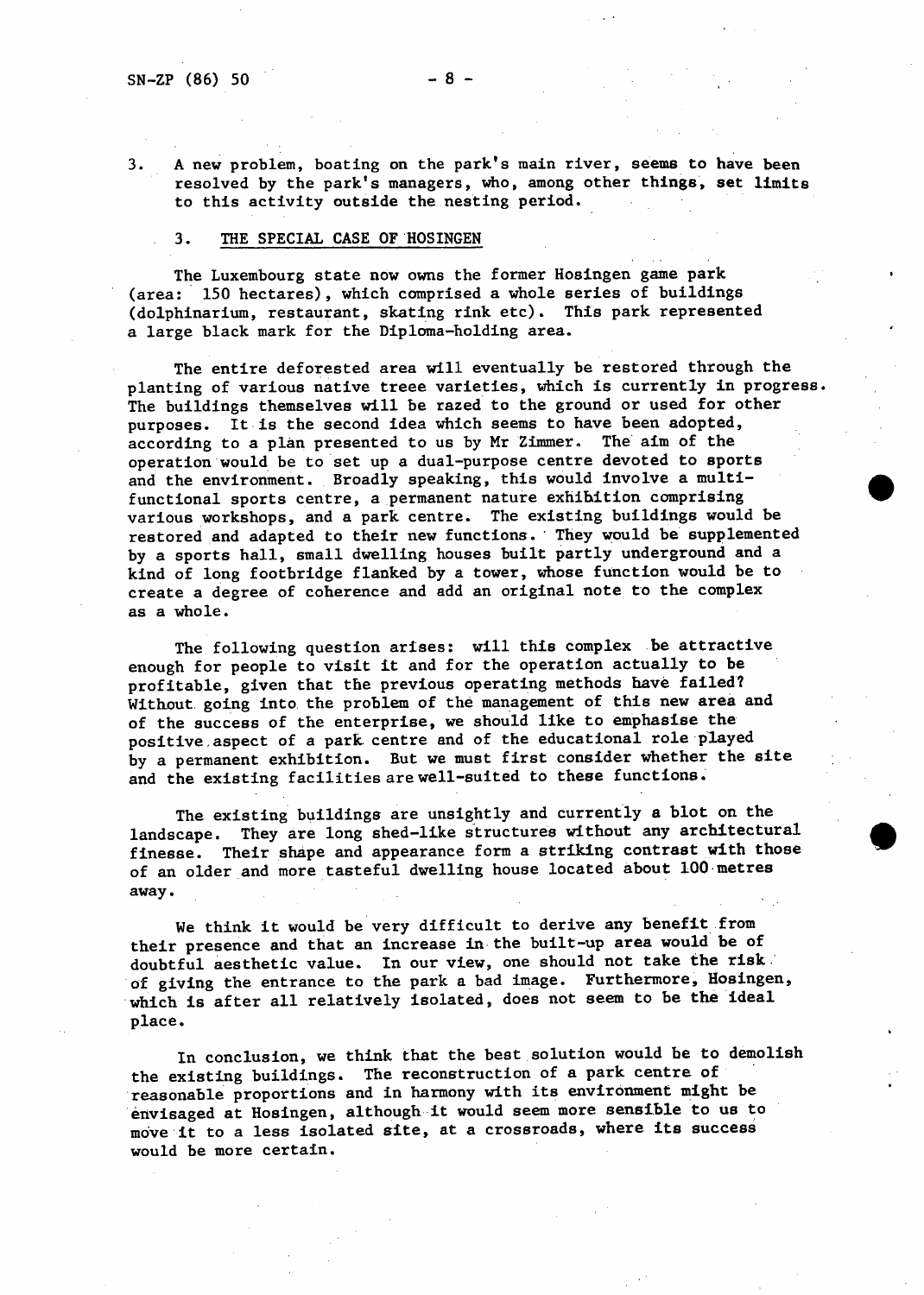3. A new problem, boating on the park's main river, seems to have been resolved by the park's managers, who, among other things, set limits to this activity outside the nesting period.

### 3. THE SPECIAL CASE OF HOSINGEN

The Luxembourg state now owns the former Hosingen game park (area: 150 hectares), which comprised a whole series of buildings (dolphinarium, restaurant, skating rink etc). This park represented a large black mark for the Diploma-holding area.

The entire deforested area will eventually be restored through the planting of various native treee varieties, which is currently in progress. The buildings themselves will be razed to the ground or used for other purposes. It is the second idea which seems to have been adopted, according to a plan presented to us by Mr Zimmer. The aim of the operation would be to set up a dual-purpose centre devoted to sports and the environment. Broadly speaking, this would involve a multi-functional sports centre, a permanent nature exhibition comprising various workshops, and a park centre. The existing buildings would be restored and adapted to their new functions. They would be supplemented by a sports hall, small dwelling houses built partly underground and a kind of long footbridge flanked by a tower, whose function would be to create a degree of coherence and add an original note to the complex as a whole.

The following question arises: will this complex be attractive enough for people to visit it and for the operation actually to be profitable, given that the previous operating methods have failed? Without going into the problem of the management of this new area and of the success of the enterprise, we should like to emphasise the positive aspect of a park centre and of the educational role played by a permanent exhibition. But we must first consider whether the site and the existing facilities are well-suited to these functions.

The existing buildings are unsightly and currently a blot on the landscape. They are long shed-like structures without any architectural finesse. Their shape and appearance form a striking contrast with those of an older and more tasteful dwelling house located about 100 metres away.

We think it would be very difficult to derive any benefit from their presence and that an increase in the built-up area would be of doubtful aesthetic value. In our view, one should not take the risk of giving the entrance to the park a bad image. Furthermore, Hosingen, which is after all relatively isolated, does not seem to be the ideal place.

In conclusion, we think that the best solution would be to demolish the existing buildings. The reconstruction of a park centre of reasonable proportions and in harmony with its environment might be envisaged at Hosingen, although it would seem more sensible to us to move it to a less isolated site, at a crossroads, where its success would be more certain.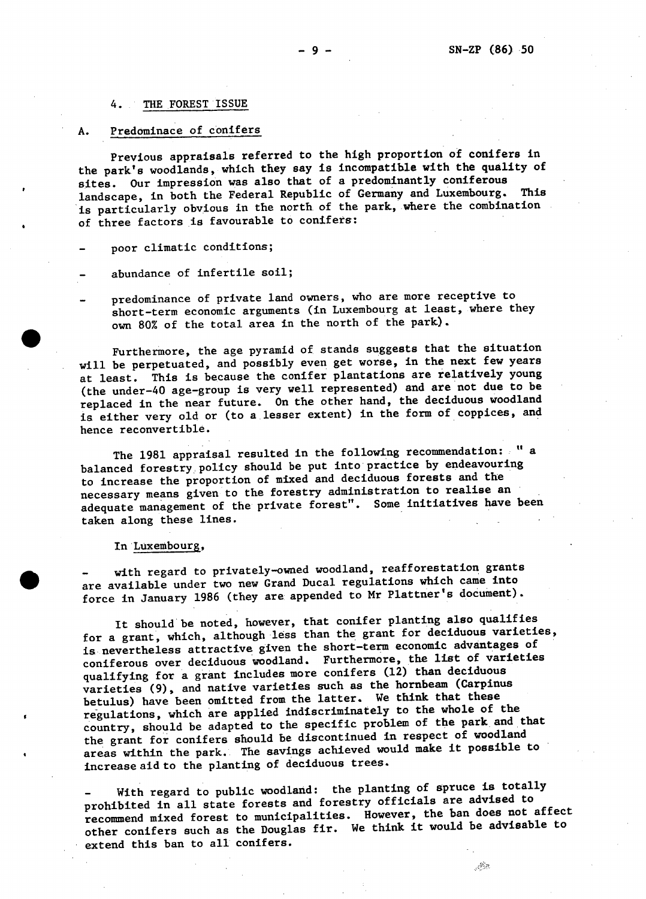## 4. THE FOREST ISSUE

### A. Predominace of conifers

Previous appraisals referred to the high proportion of conifers in the park's woodlands, which they say is incompatible with the quality of sites. Our impression was also that of a predominantly coniferous landscape, in both the Federal Republic of Germany and Luxembourg. This is particularly obvious in the north of the park, where the combination of three factors is favourable to conifers:

- poor climatic conditions;
- abundance of infertile soil;
- predominance of private land owners, who are more receptive to short-term economic arguments (in Luxembourg at least, where they own 80% of the total area in the north of the park).

Furthermore, the age pyramid of stands suggests that the situation will be perpetuated, and possibly even get worse, in the next few years at least. This is because the conifer plantations are relatively young (the under-40 age-group is very well represented) and are not due to be replaced in the near future. On the other hand, the deciduous woodland is either very old or (to a lesser extent) in the form of coppices, and hence reconvertible.

The 1981 appraisal resulted in the following recommendation: " a balanced forestry policy should be put into practice by endeavouring to increase the proportion of mixed and deciduous forests and the necessary means given to the forestry administration to realise an adequate management of the private forest". Some initiatives have been taken along these lines.

In Luxembourg,

- with regard to privately-owned woodland, reafforestation grants are available under two new Grand Ducal regulations which came into force in January 1986 (they are appended to Mr Plattner's document).

It should be noted, however, that conifer planting also qualifies for a grant, which, although less than the grant for deciduous varieties, is nevertheless attractive given the short-term economic advantages of coniferous over deciduous woodland. Furthermore, the list of varieties qualifying for a grant includes more conifers (12) than deciduous varieties (9), and native varieties such as the hornbeam (Carpinus betulus) have been omitted from the latter. We think that these regulations, which are applied indiscriminately to the whole of the country, should be adapted to the specific problem of the park and that the grant for conifers should be discontinued in respect of woodland areas within the park. The savings achieved would make it possible to increase aid to the planting of deciduous trees.

- With regard to public woodland: the planting of spruce is totally prohibited in all state forests and forestry officials are advised to recommend mixed forest to municipalities. However, the ban does not affect other conifers such as the Douglas fir. We think it would be advisable to extend this ban to all conifers.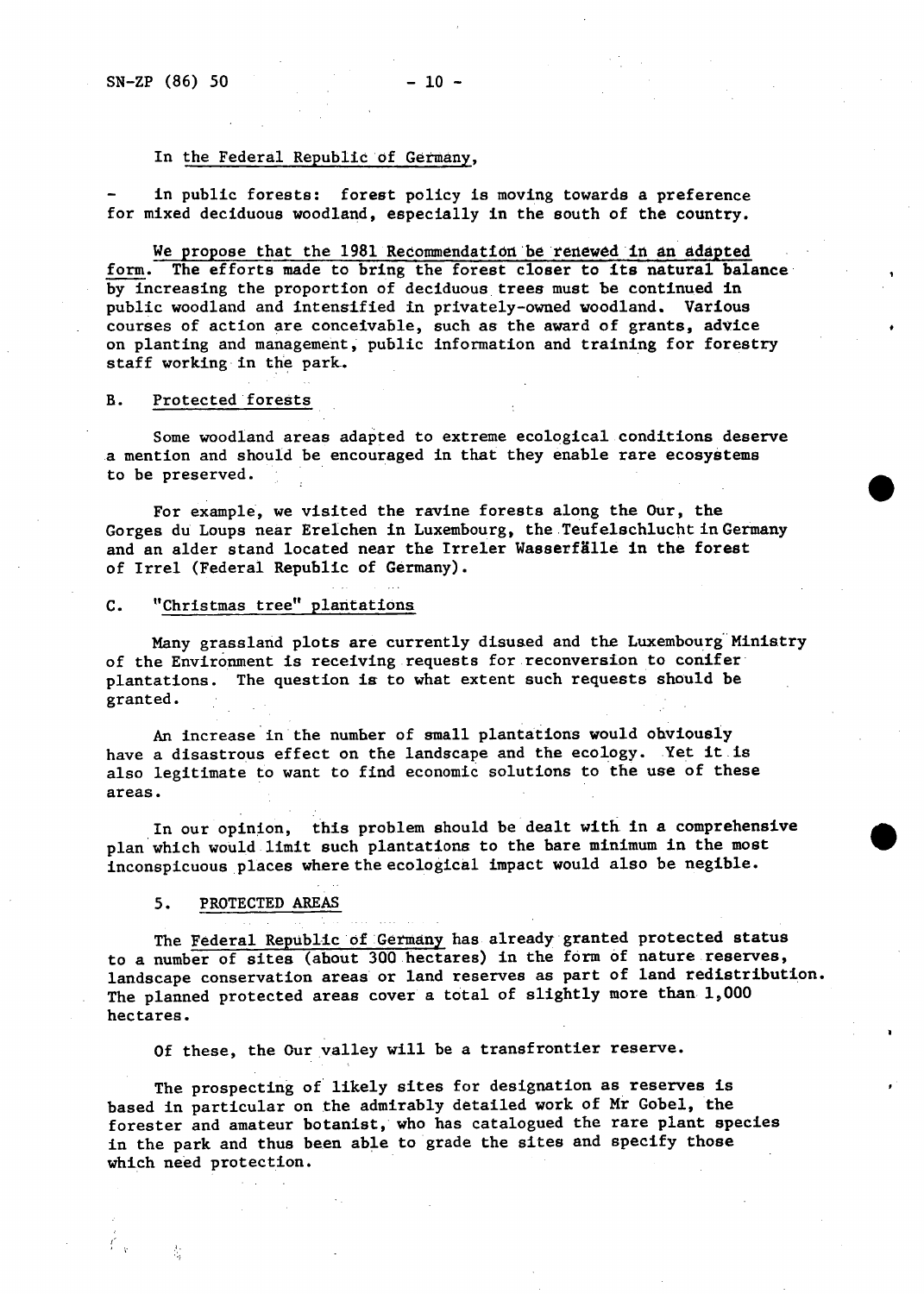In the <u>Federal Republic of Germany</u>,

- in public forests: forest policy is moving towards a preference for mixed deciduous woodland, especially in the south of the country.

<u>We propose that the 1981 Recommendation be renewed in an adapted form</u>. The efforts made to bring the forest closer to its natural balance by increasing the proportion of deciduous trees must be continued in public woodland and intensified in privately-owned woodland. Various courses of action are conceivable, such as the award of grants, advice on planting and management, public information and training for forestry staff working in the park.

## B. Protected forests

Some woodland areas adapted to extreme ecological conditions deserve a mention and should be encouraged in that they enable rare ecosystems to be preserved.

For example, we visited the ravine forests along the Our, the Gorges du Loups near Erelchen in Luxembourg, the Teufelschlucht in Germany and an alder stand located near the Irreler Wasserfälle in the forest of Irrel (Federal Republic of Germany).

## C. "Christmas tree" plantations

Many grassland plots are currently disused and the Luxembourg Ministry of the Environment is receiving requests for reconversion to conifer plantations. The question is to what extent such requests should be granted.

An increase in the number of small plantations would obviously have a disastrous effect on the landscape and the ecology. Yet it is also legitimate to want to find economic solutions to the use of these areas.

In our opinion, this problem should be dealt with in a comprehensive plan which would limit such plantations to the bare minimum in the most inconspicuous places where the ecological impact would also be negible.

## 5. PROTECTED AREAS

The <u>Federal Republic of Germany</u> has already granted protected status to a number of sites (about 300 hectares) in the form of nature reserves, landscape conservation areas or land reserves as part of land redistribution. The planned protected areas cover a total of slightly more than 1,000 hectares.

Of these, the Our valley will be a transfrontier reserve.

The prospecting of likely sites for designation as reserves is based in particular on the admirably detailed work of Mr Gobel, the forester and amateur botanist, who has catalogued the rare plant species in the park and thus been able to grade the sites and specify those which need protection.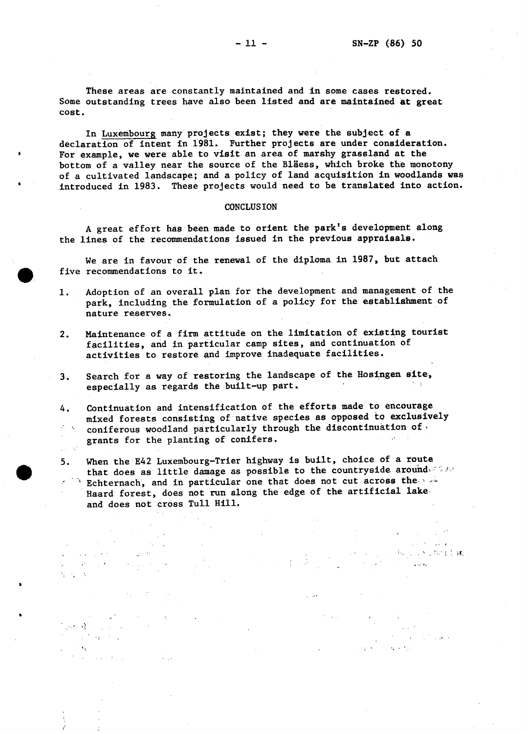These areas are constantly maintained and in some cases restored. Some outstanding trees have also been listed and are maintained at great cost.

In Luxembourg many projects exist; they were the subject of a declaration of intent in 1981. Further projects are under consideration. For example, we were able to visit an area of marshy grassland at the bottom of a valley near the source of the Bläess, which broke the monotony of a cultivated landscape; and a policy of land acquisition in woodlands was introduced in 1983. These projects would need to be translated into action.

## CONCLUSION

A great effort has been made to orient the park's development along the lines of the recommendations issued in the previous appraisals.

We are in favour of the renewal of the diploma in 1987, but attach five recommendations to it.

1. Adoption of an overall plan for the development and management of the park, including the formulation of a policy for the establishment of nature reserves.

2. Maintenance of a firm attitude on the limitation of existing tourist facilities, and in particular camp sites, and continuation of activities to restore and improve inadequate facilities.

3. Search for a way of restoring the landscape of the Hosingen site, especially as regards the built-up part.

4. Continuation and intensification of the efforts made to encourage mixed forests consisting of native species as opposed to exclusively coniferous woodland particularly through the discontinuation of grants for the planting of conifers.

5. When the E42 Luxembourg-Trier highway is built, choice of a route that does as little damage as possible to the countryside around Echternach, and in particular one that does not cut across the Haard forest, does not run along the edge of the artificial lake and does not cross Tull Hill.